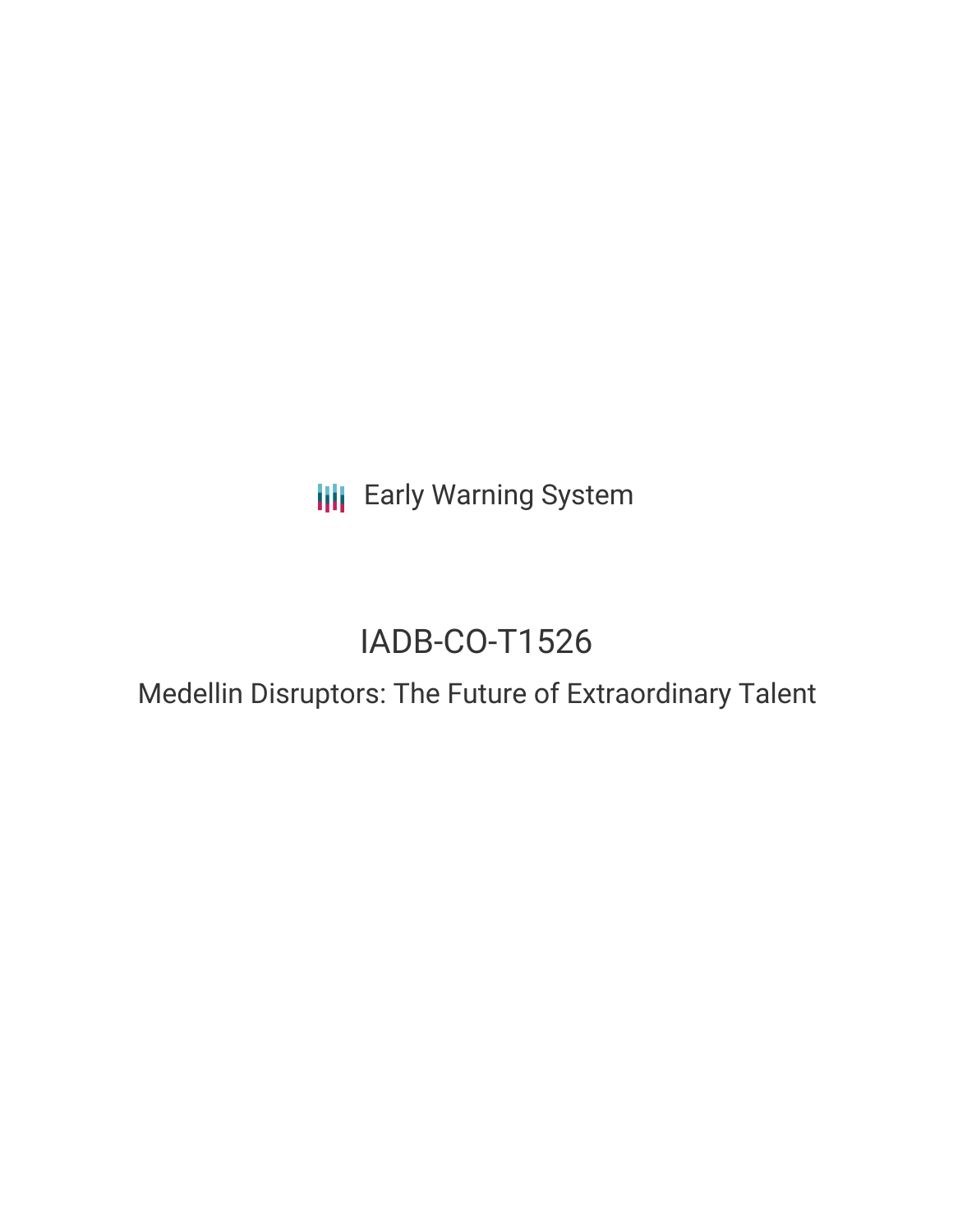Early Warning System

# IADB-CO-T1526

## Medellin Disruptors: The Future of Extraordinary Talent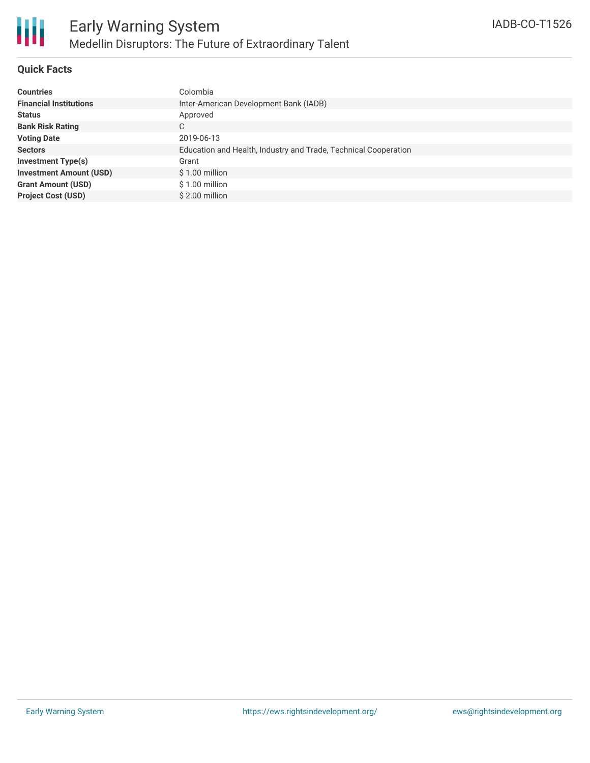# Early Warning System

## Medellin Disruptors: The Future of Extraordinary Talent

IADB-CO-T1526

### Quick Facts

| | |
|---|---|
| **Countries** | Colombia |
| **Financial Institutions** | Inter-American Development Bank (IADB) |
| **Status** | Approved |
| **Bank Risk Rating** | C |
| **Voting Date** | 2019-06-13 |
| **Sectors** | Education and Health, Industry and Trade, Technical Cooperation |
| **Investment Type(s)** | Grant |
| **Investment Amount (USD)** | $ 1.00 million |
| **Grant Amount (USD)** | $ 1.00 million |
| **Project Cost (USD)** | $ 2.00 million |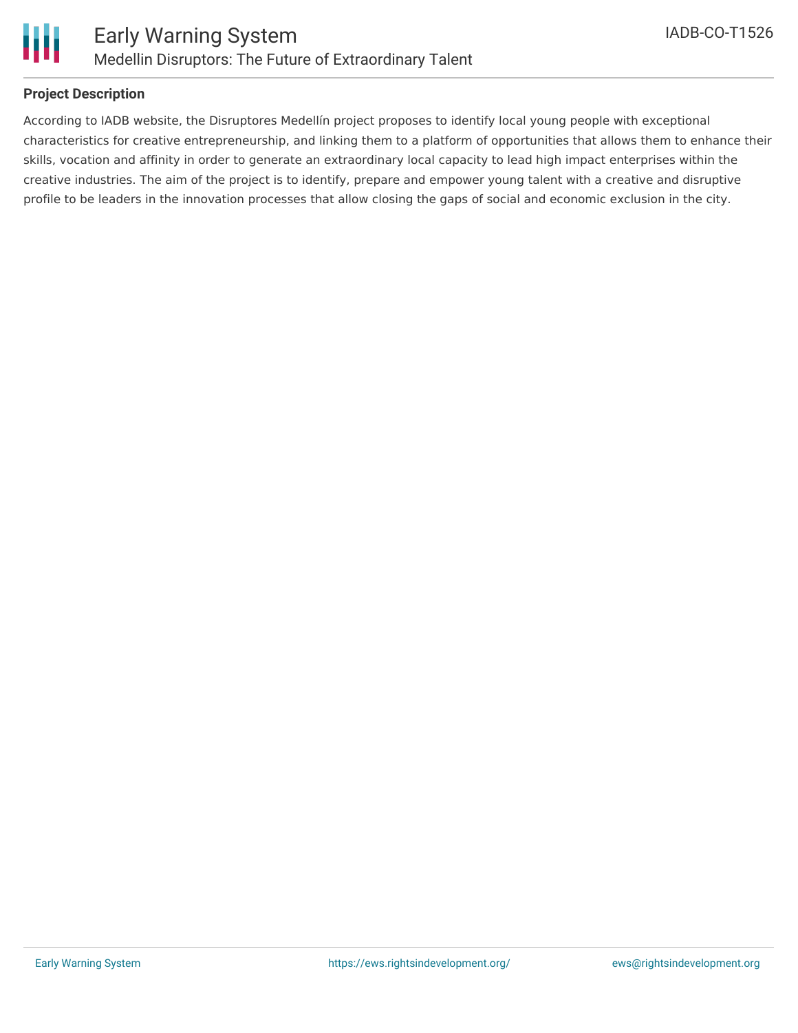## Project Description

According to IADB website, the Disruptores Medellín project proposes to identify local young people with exceptional characteristics for creative entrepreneurship, and linking them to a platform of opportunities that allows them to enhance their skills, vocation and affinity in order to generate an extraordinary local capacity to lead high impact enterprises within the creative industries. The aim of the project is to identify, prepare and empower young talent with a creative and disruptive profile to be leaders in the innovation processes that allow closing the gaps of social and economic exclusion in the city.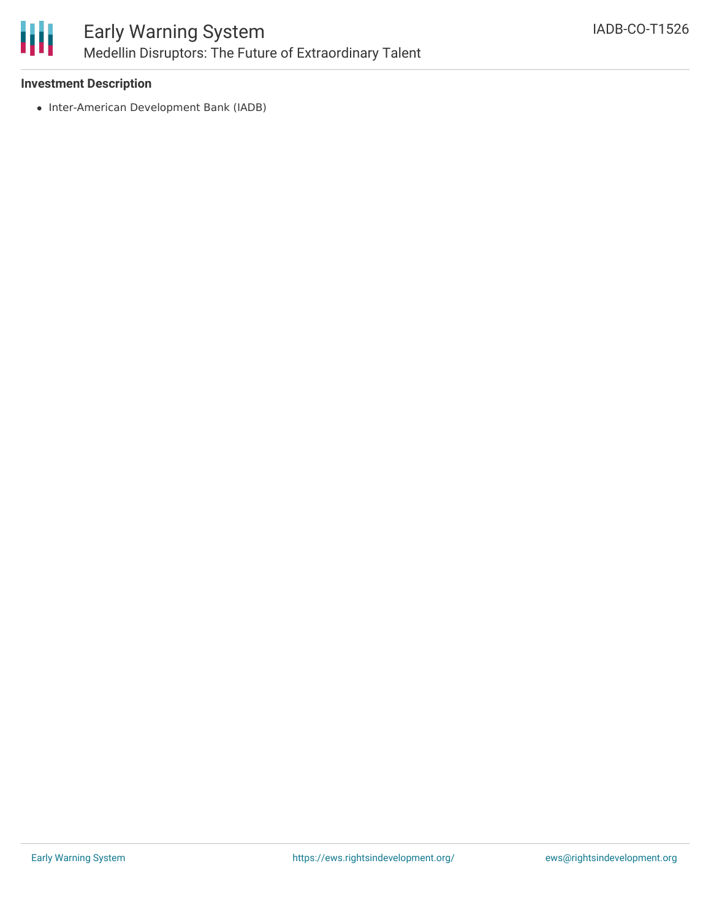**Investment Description**

- Inter-American Development Bank (IADB)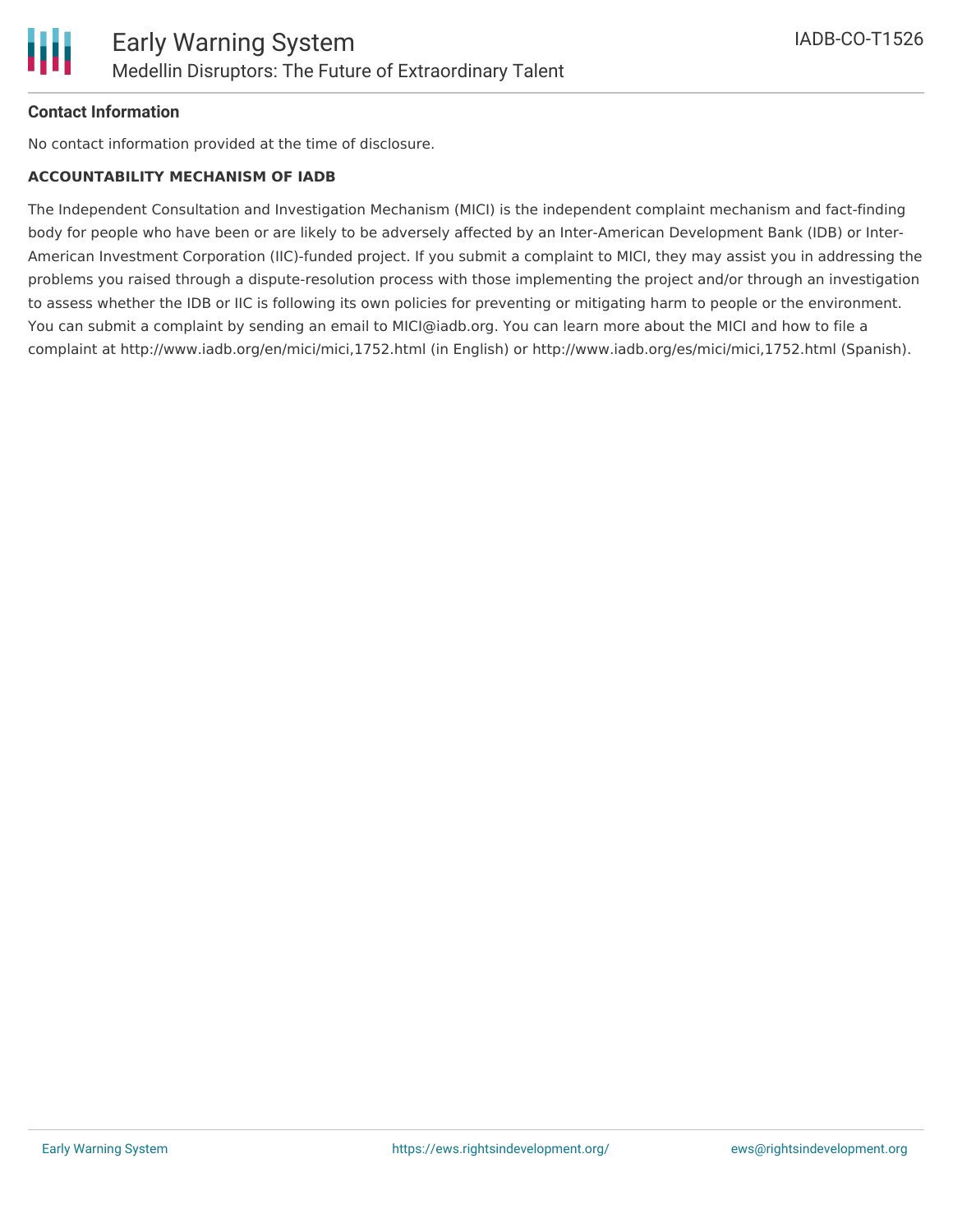## Contact Information

No contact information provided at the time of disclosure.

**ACCOUNTABILITY MECHANISM OF IADB**

The Independent Consultation and Investigation Mechanism (MICI) is the independent complaint mechanism and fact-finding body for people who have been or are likely to be adversely affected by an Inter-American Development Bank (IDB) or Inter-American Investment Corporation (IIC)-funded project. If you submit a complaint to MICI, they may assist you in addressing the problems you raised through a dispute-resolution process with those implementing the project and/or through an investigation to assess whether the IDB or IIC is following its own policies for preventing or mitigating harm to people or the environment. You can submit a complaint by sending an email to MICI@iadb.org. You can learn more about the MICI and how to file a complaint at http://www.iadb.org/en/mici/mici,1752.html (in English) or http://www.iadb.org/es/mici/mici,1752.html (Spanish).